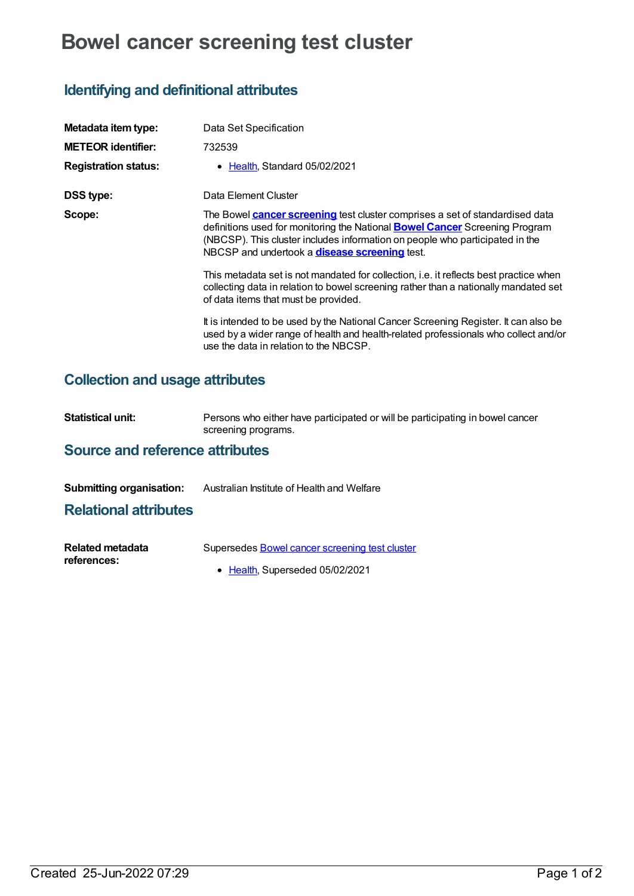# Bowel cancer screening test cluster

## Identifying and definitional attributes

**Metadata item type:** Data Set Specification

**METEOR identifier:** 732539

**Registration status:**
- Health, Standard 05/02/2021

**DSS type:** Data Element Cluster

**Scope:** The Bowel **cancer screening** test cluster comprises a set of standardised data definitions used for monitoring the National **Bowel Cancer** Screening Program (NBCSP). This cluster includes information on people who participated in the NBCSP and undertook a **disease screening** test.

This metadata set is not mandated for collection, i.e. it reflects best practice when collecting data in relation to bowel screening rather than a nationally mandated set of data items that must be provided.

It is intended to be used by the National Cancer Screening Register. It can also be used by a wider range of health and health-related professionals who collect and/or use the data in relation to the NBCSP.

## Collection and usage attributes

**Statistical unit:** Persons who either have participated or will be participating in bowel cancer screening programs.

## Source and reference attributes

**Submitting organisation:** Australian Institute of Health and Welfare

## Relational attributes

**Related metadata references:** Supersedes Bowel cancer screening test cluster
- Health, Superseded 05/02/2021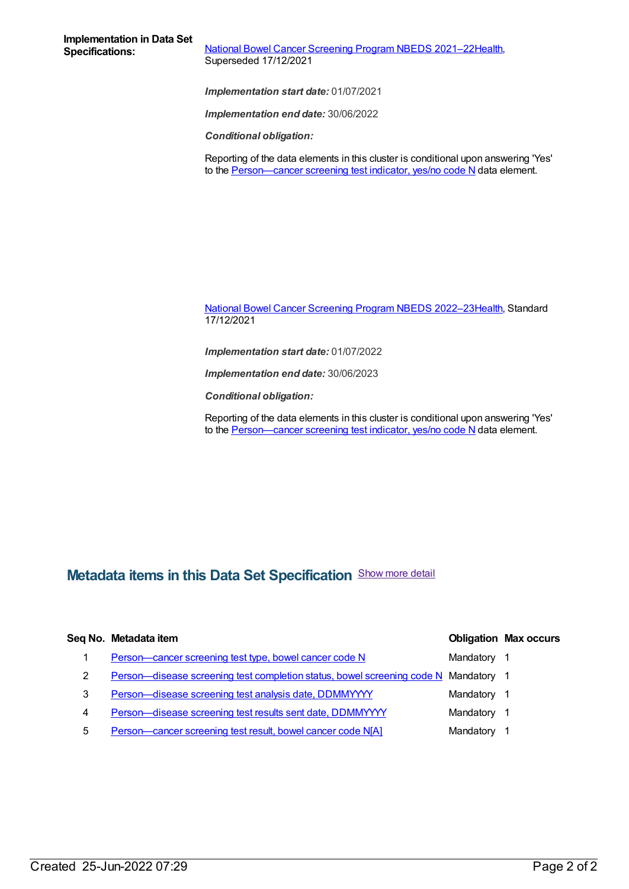**Implementation in Data Set Specifications:**

National Bowel Cancer Screening Program NBEDS 2021–22Health, Superseded 17/12/2021

***Implementation start date:*** 01/07/2021

***Implementation end date:*** 30/06/2022

***Conditional obligation:***

Reporting of the data elements in this cluster is conditional upon answering 'Yes' to the Person—cancer screening test indicator, yes/no code N data element.

National Bowel Cancer Screening Program NBEDS 2022–23Health, Standard 17/12/2021

***Implementation start date:*** 01/07/2022

***Implementation end date:*** 30/06/2023

***Conditional obligation:***

Reporting of the data elements in this cluster is conditional upon answering 'Yes' to the Person—cancer screening test indicator, yes/no code N data element.

## Metadata items in this Data Set Specification

Show more detail

| Seq No. | Metadata item | Obligation | Max occurs |
|---|---|---|---|
| 1 | Person—cancer screening test type, bowel cancer code N | Mandatory | 1 |
| 2 | Person—disease screening test completion status, bowel screening code N | Mandatory | 1 |
| 3 | Person—disease screening test analysis date, DDMMYYYY | Mandatory | 1 |
| 4 | Person—disease screening test results sent date, DDMMYYYY | Mandatory | 1 |
| 5 | Person—cancer screening test result, bowel cancer code N[A] | Mandatory | 1 |